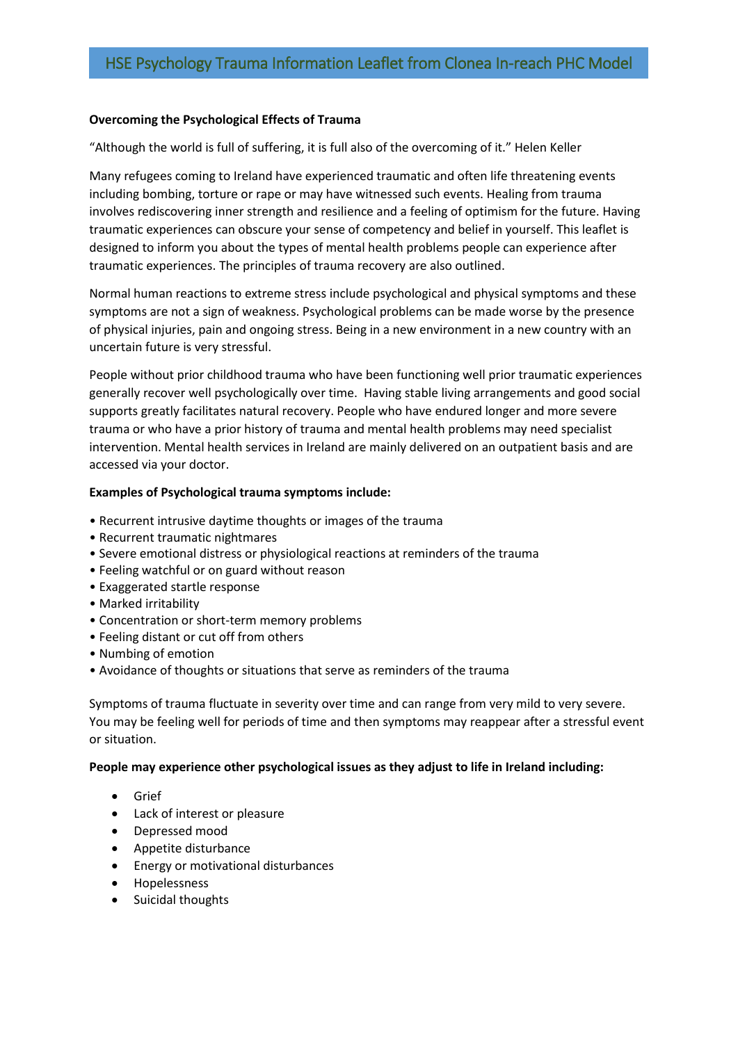# HSE Psychology Trauma Information Leaflet from Clonea In-reach PHC Model

**Overcoming the Psychological Effects of Trauma**

"Although the world is full of suffering, it is full also of the overcoming of it." Helen Keller

Many refugees coming to Ireland have experienced traumatic and often life threatening events including bombing, torture or rape or may have witnessed such events. Healing from trauma involves rediscovering inner strength and resilience and a feeling of optimism for the future. Having traumatic experiences can obscure your sense of competency and belief in yourself. This leaflet is designed to inform you about the types of mental health problems people can experience after traumatic experiences. The principles of trauma recovery are also outlined.

Normal human reactions to extreme stress include psychological and physical symptoms and these symptoms are not a sign of weakness. Psychological problems can be made worse by the presence of physical injuries, pain and ongoing stress. Being in a new environment in a new country with an uncertain future is very stressful.

People without prior childhood trauma who have been functioning well prior traumatic experiences generally recover well psychologically over time. Having stable living arrangements and good social supports greatly facilitates natural recovery. People who have endured longer and more severe trauma or who have a prior history of trauma and mental health problems may need specialist intervention. Mental health services in Ireland are mainly delivered on an outpatient basis and are accessed via your doctor.

**Examples of Psychological trauma symptoms include:**

- Recurrent intrusive daytime thoughts or images of the trauma
- Recurrent traumatic nightmares
- Severe emotional distress or physiological reactions at reminders of the trauma
- Feeling watchful or on guard without reason
- Exaggerated startle response
- Marked irritability
- Concentration or short-term memory problems
- Feeling distant or cut off from others
- Numbing of emotion
- Avoidance of thoughts or situations that serve as reminders of the trauma

Symptoms of trauma fluctuate in severity over time and can range from very mild to very severe. You may be feeling well for periods of time and then symptoms may reappear after a stressful event or situation.

**People may experience other psychological issues as they adjust to life in Ireland including:**

- Grief
- Lack of interest or pleasure
- Depressed mood
- Appetite disturbance
- Energy or motivational disturbances
- Hopelessness
- Suicidal thoughts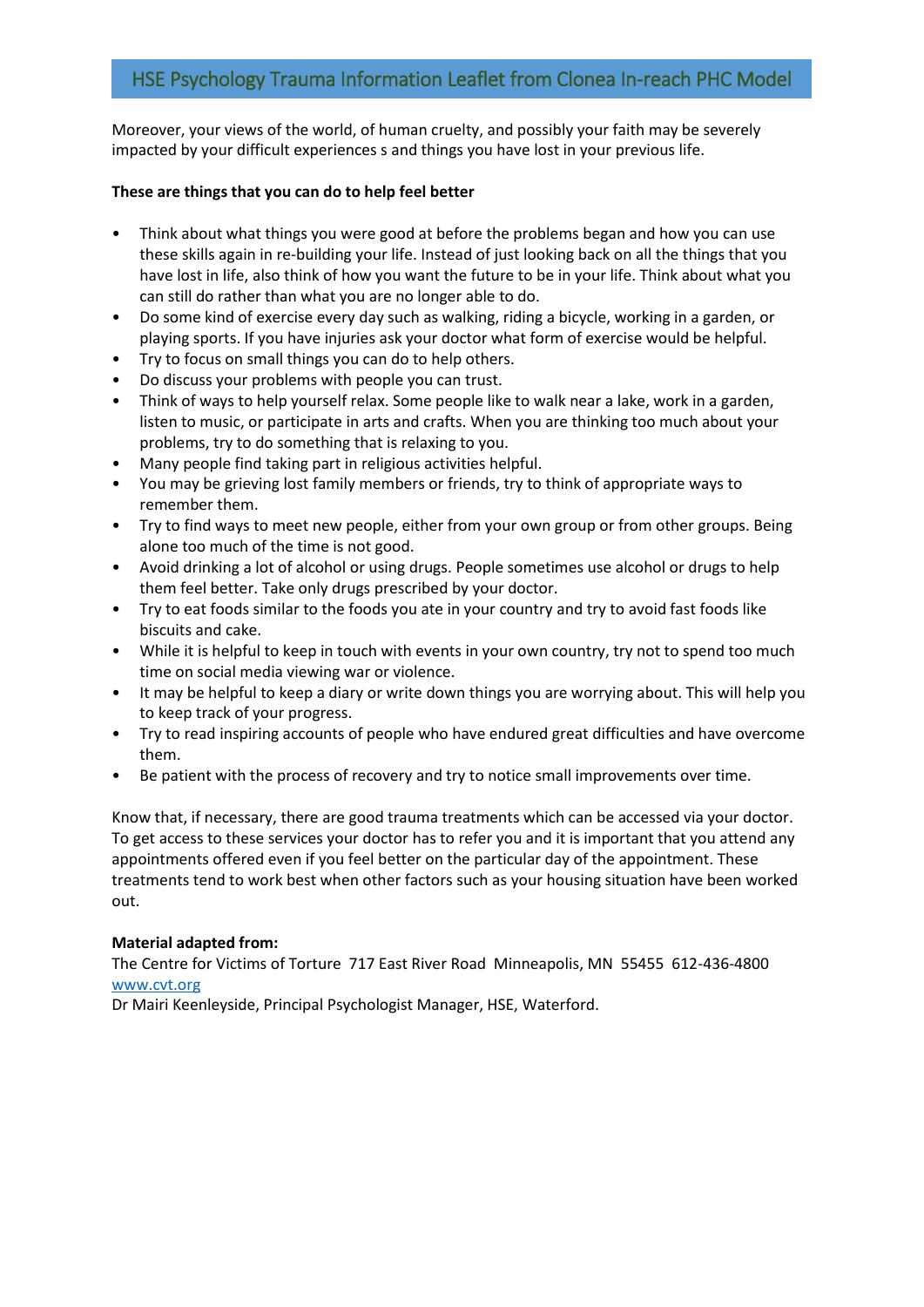Moreover, your views of the world, of human cruelty, and possibly your faith may be severely impacted by your difficult experiences s and things you have lost in your previous life.

**These are things that you can do to help feel better**

- Think about what things you were good at before the problems began and how you can use these skills again in re-building your life. Instead of just looking back on all the things that you have lost in life, also think of how you want the future to be in your life. Think about what you can still do rather than what you are no longer able to do.
- Do some kind of exercise every day such as walking, riding a bicycle, working in a garden, or playing sports. If you have injuries ask your doctor what form of exercise would be helpful.
- Try to focus on small things you can do to help others.
- Do discuss your problems with people you can trust.
- Think of ways to help yourself relax. Some people like to walk near a lake, work in a garden, listen to music, or participate in arts and crafts. When you are thinking too much about your problems, try to do something that is relaxing to you.
- Many people find taking part in religious activities helpful.
- You may be grieving lost family members or friends, try to think of appropriate ways to remember them.
- Try to find ways to meet new people, either from your own group or from other groups. Being alone too much of the time is not good.
- Avoid drinking a lot of alcohol or using drugs. People sometimes use alcohol or drugs to help them feel better. Take only drugs prescribed by your doctor.
- Try to eat foods similar to the foods you ate in your country and try to avoid fast foods like biscuits and cake.
- While it is helpful to keep in touch with events in your own country, try not to spend too much time on social media viewing war or violence.
- It may be helpful to keep a diary or write down things you are worrying about. This will help you to keep track of your progress.
- Try to read inspiring accounts of people who have endured great difficulties and have overcome them.
- Be patient with the process of recovery and try to notice small improvements over time.

Know that, if necessary, there are good trauma treatments which can be accessed via your doctor. To get access to these services your doctor has to refer you and it is important that you attend any appointments offered even if you feel better on the particular day of the appointment. These treatments tend to work best when other factors such as your housing situation have been worked out.

**Material adapted from:**
The Centre for Victims of Torture 717 East River Road Minneapolis, MN 55455 612-436-4800
www.cvt.org
Dr Mairi Keenleyside, Principal Psychologist Manager, HSE, Waterford.